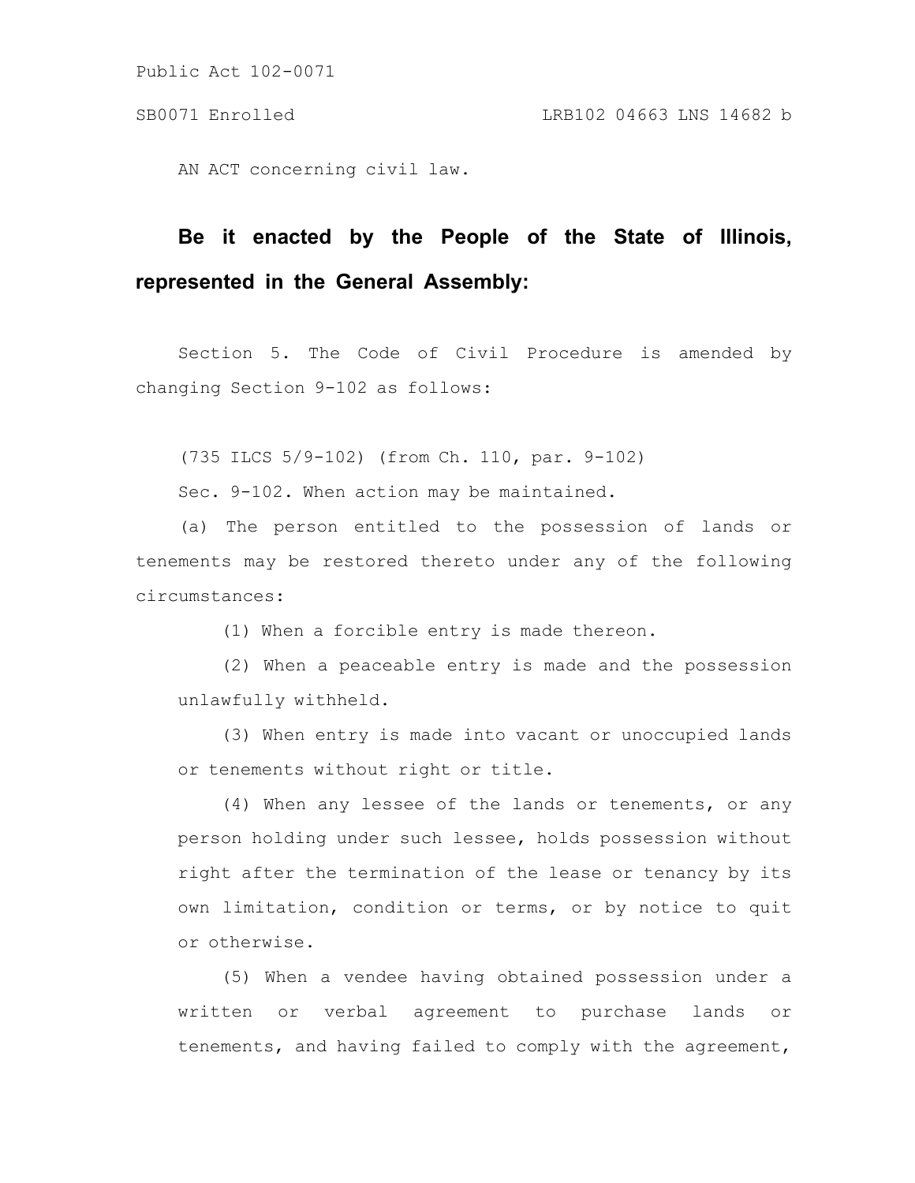Public Act 102-0071

SB0071 Enrolled LRB102 04663 LNS 14682 b

AN ACT concerning civil law.

**Be it enacted by the People of the State of Illinois, represented in the General Assembly:**

Section 5. The Code of Civil Procedure is amended by changing Section 9-102 as follows:

(735 ILCS 5/9-102) (from Ch. 110, par. 9-102)

Sec. 9-102. When action may be maintained.

(a) The person entitled to the possession of lands or tenements may be restored thereto under any of the following circumstances:

(1) When a forcible entry is made thereon.

(2) When a peaceable entry is made and the possession unlawfully withheld.

(3) When entry is made into vacant or unoccupied lands or tenements without right or title.

(4) When any lessee of the lands or tenements, or any person holding under such lessee, holds possession without right after the termination of the lease or tenancy by its own limitation, condition or terms, or by notice to quit or otherwise.

(5) When a vendee having obtained possession under a written or verbal agreement to purchase lands or tenements, and having failed to comply with the agreement,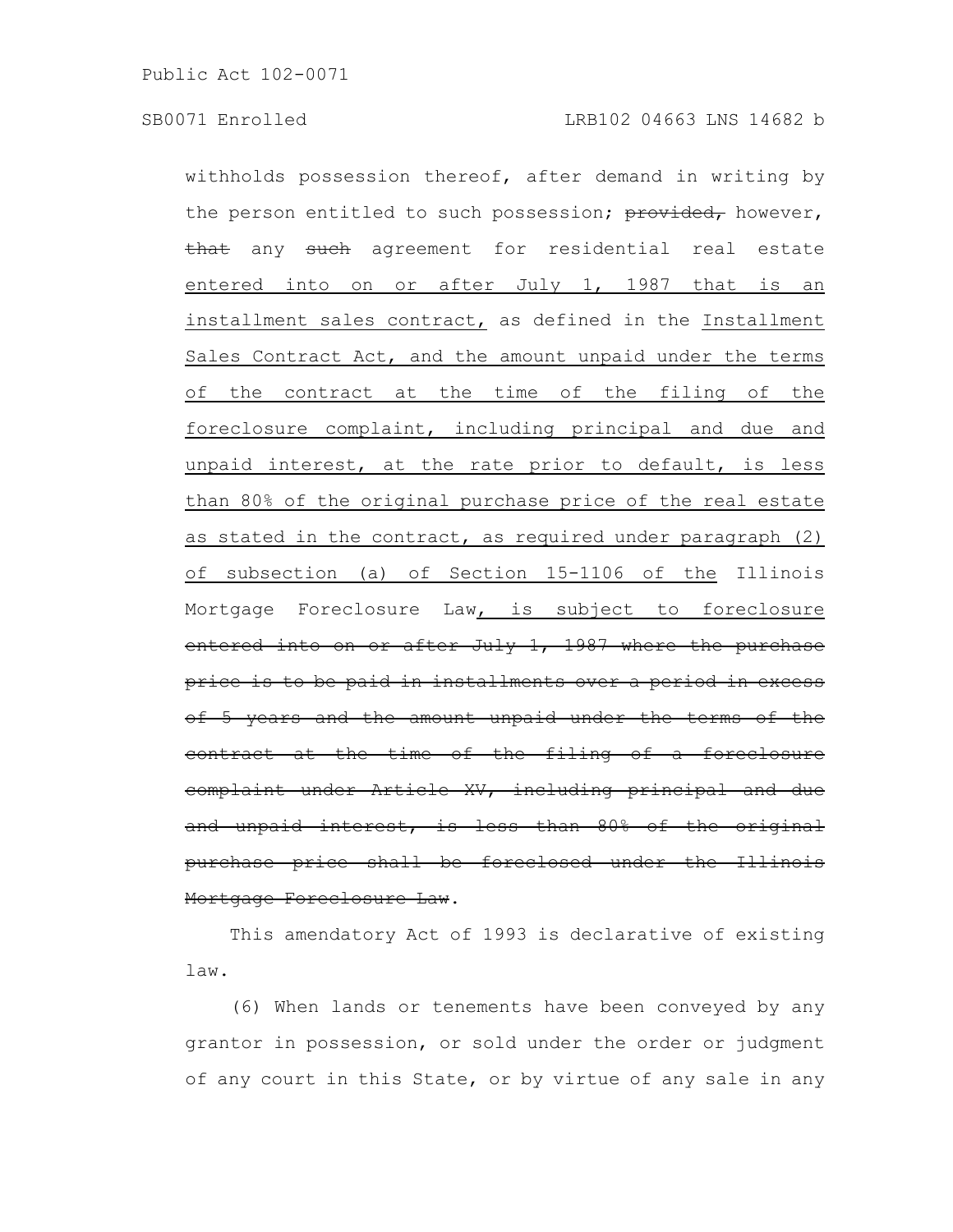withholds possession thereof, after demand in writing by the person entitled to such possession; ~~provided,~~ however, ~~that~~ any ~~such~~ agreement for residential real estate <u>entered into on or after July 1, 1987 that is an installment sales contract,</u> as defined in the <u>Installment Sales Contract Act, and the amount unpaid under the terms of the contract at the time of the filing of the foreclosure complaint, including principal and due and unpaid interest, at the rate prior to default, is less than 80% of the original purchase price of the real estate as stated in the contract, as required under paragraph (2) of subsection (a) of Section 15-1106 of the</u> Illinois Mortgage Foreclosure Law<u>, is subject to foreclosure</u> ~~entered into on or after July 1, 1987 where the purchase price is to be paid in installments over a period in excess of 5 years and the amount unpaid under the terms of the contract at the time of the filing of a foreclosure complaint under Article XV, including principal and due and unpaid interest, is less than 80% of the original purchase price shall be foreclosed under the Illinois Mortgage Foreclosure Law~~.

This amendatory Act of 1993 is declarative of existing law.

(6) When lands or tenements have been conveyed by any grantor in possession, or sold under the order or judgment of any court in this State, or by virtue of any sale in any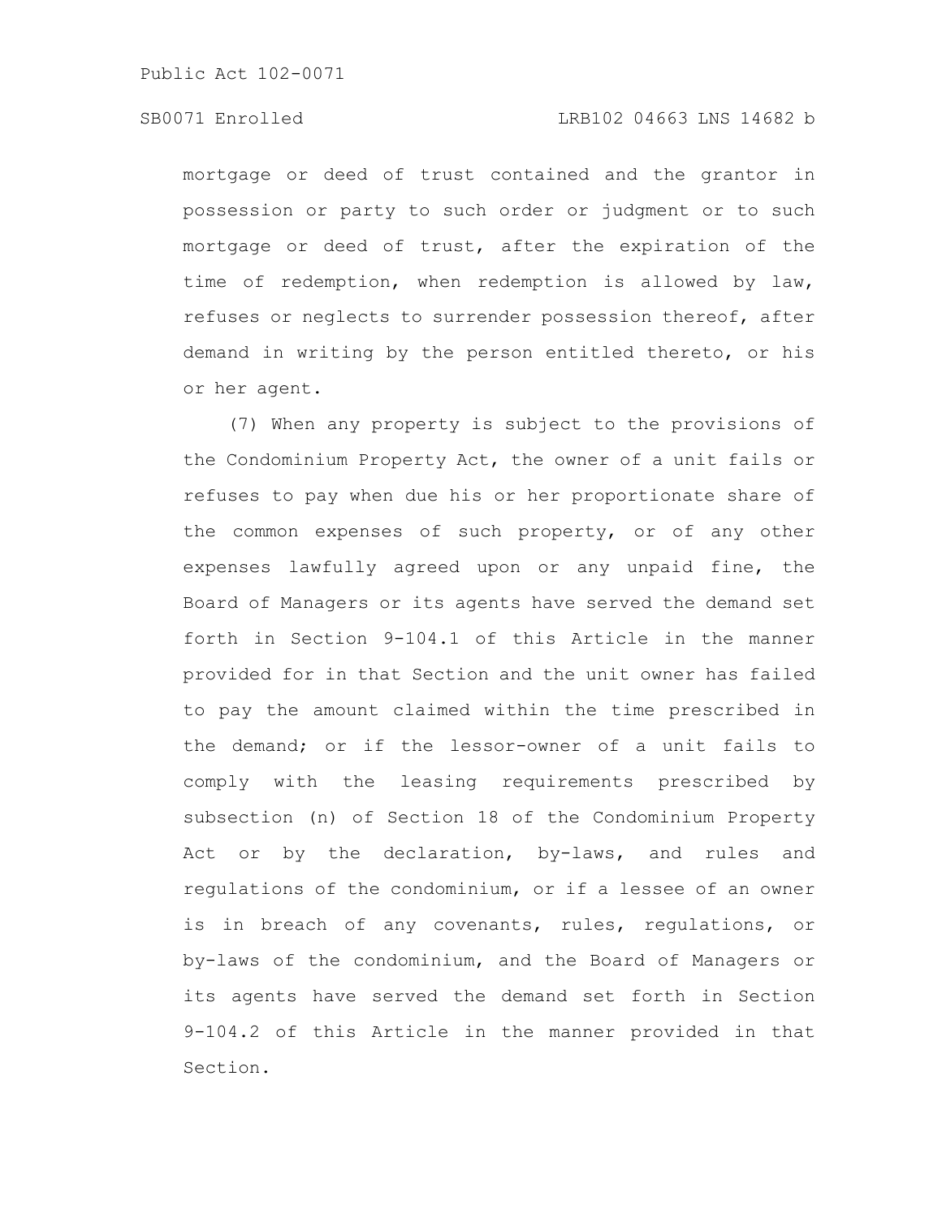mortgage or deed of trust contained and the grantor in possession or party to such order or judgment or to such mortgage or deed of trust, after the expiration of the time of redemption, when redemption is allowed by law, refuses or neglects to surrender possession thereof, after demand in writing by the person entitled thereto, or his or her agent.

(7) When any property is subject to the provisions of the Condominium Property Act, the owner of a unit fails or refuses to pay when due his or her proportionate share of the common expenses of such property, or of any other expenses lawfully agreed upon or any unpaid fine, the Board of Managers or its agents have served the demand set forth in Section 9-104.1 of this Article in the manner provided for in that Section and the unit owner has failed to pay the amount claimed within the time prescribed in the demand; or if the lessor-owner of a unit fails to comply with the leasing requirements prescribed by subsection (n) of Section 18 of the Condominium Property Act or by the declaration, by-laws, and rules and regulations of the condominium, or if a lessee of an owner is in breach of any covenants, rules, regulations, or by-laws of the condominium, and the Board of Managers or its agents have served the demand set forth in Section 9-104.2 of this Article in the manner provided in that Section.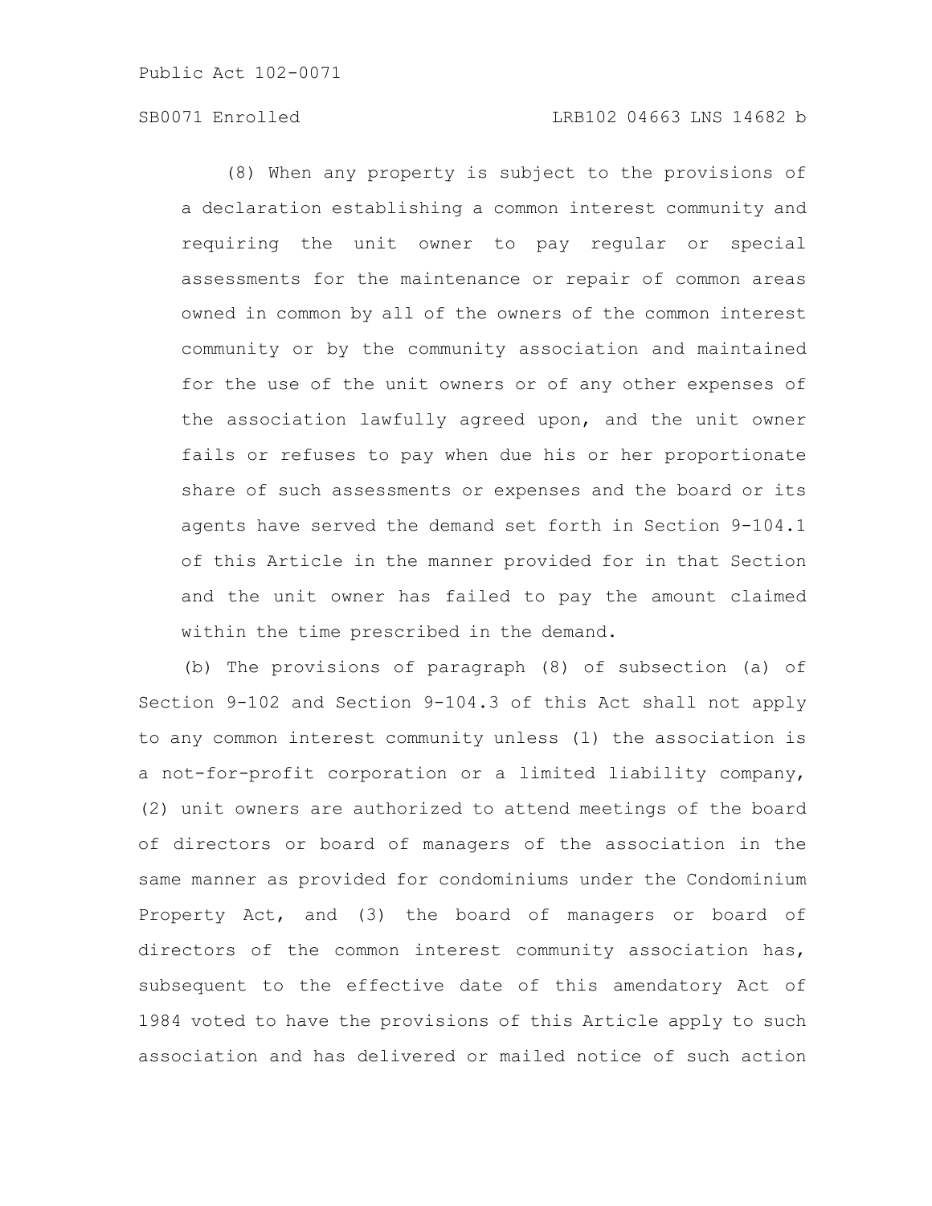(8) When any property is subject to the provisions of a declaration establishing a common interest community and requiring the unit owner to pay regular or special assessments for the maintenance or repair of common areas owned in common by all of the owners of the common interest community or by the community association and maintained for the use of the unit owners or of any other expenses of the association lawfully agreed upon, and the unit owner fails or refuses to pay when due his or her proportionate share of such assessments or expenses and the board or its agents have served the demand set forth in Section 9-104.1 of this Article in the manner provided for in that Section and the unit owner has failed to pay the amount claimed within the time prescribed in the demand.

(b) The provisions of paragraph (8) of subsection (a) of Section 9-102 and Section 9-104.3 of this Act shall not apply to any common interest community unless (1) the association is a not-for-profit corporation or a limited liability company, (2) unit owners are authorized to attend meetings of the board of directors or board of managers of the association in the same manner as provided for condominiums under the Condominium Property Act, and (3) the board of managers or board of directors of the common interest community association has, subsequent to the effective date of this amendatory Act of 1984 voted to have the provisions of this Article apply to such association and has delivered or mailed notice of such action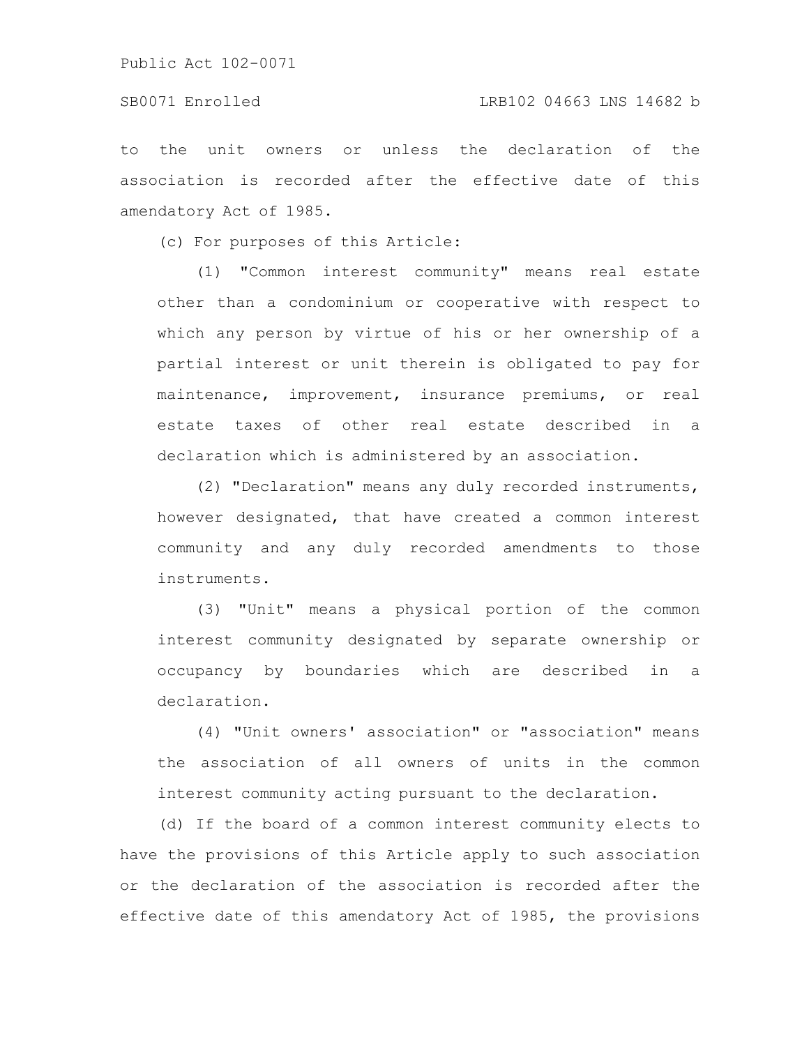to the unit owners or unless the declaration of the association is recorded after the effective date of this amendatory Act of 1985.

(c) For purposes of this Article:

(1) "Common interest community" means real estate other than a condominium or cooperative with respect to which any person by virtue of his or her ownership of a partial interest or unit therein is obligated to pay for maintenance, improvement, insurance premiums, or real estate taxes of other real estate described in a declaration which is administered by an association.

(2) "Declaration" means any duly recorded instruments, however designated, that have created a common interest community and any duly recorded amendments to those instruments.

(3) "Unit" means a physical portion of the common interest community designated by separate ownership or occupancy by boundaries which are described in a declaration.

(4) "Unit owners' association" or "association" means the association of all owners of units in the common interest community acting pursuant to the declaration.

(d) If the board of a common interest community elects to have the provisions of this Article apply to such association or the declaration of the association is recorded after the effective date of this amendatory Act of 1985, the provisions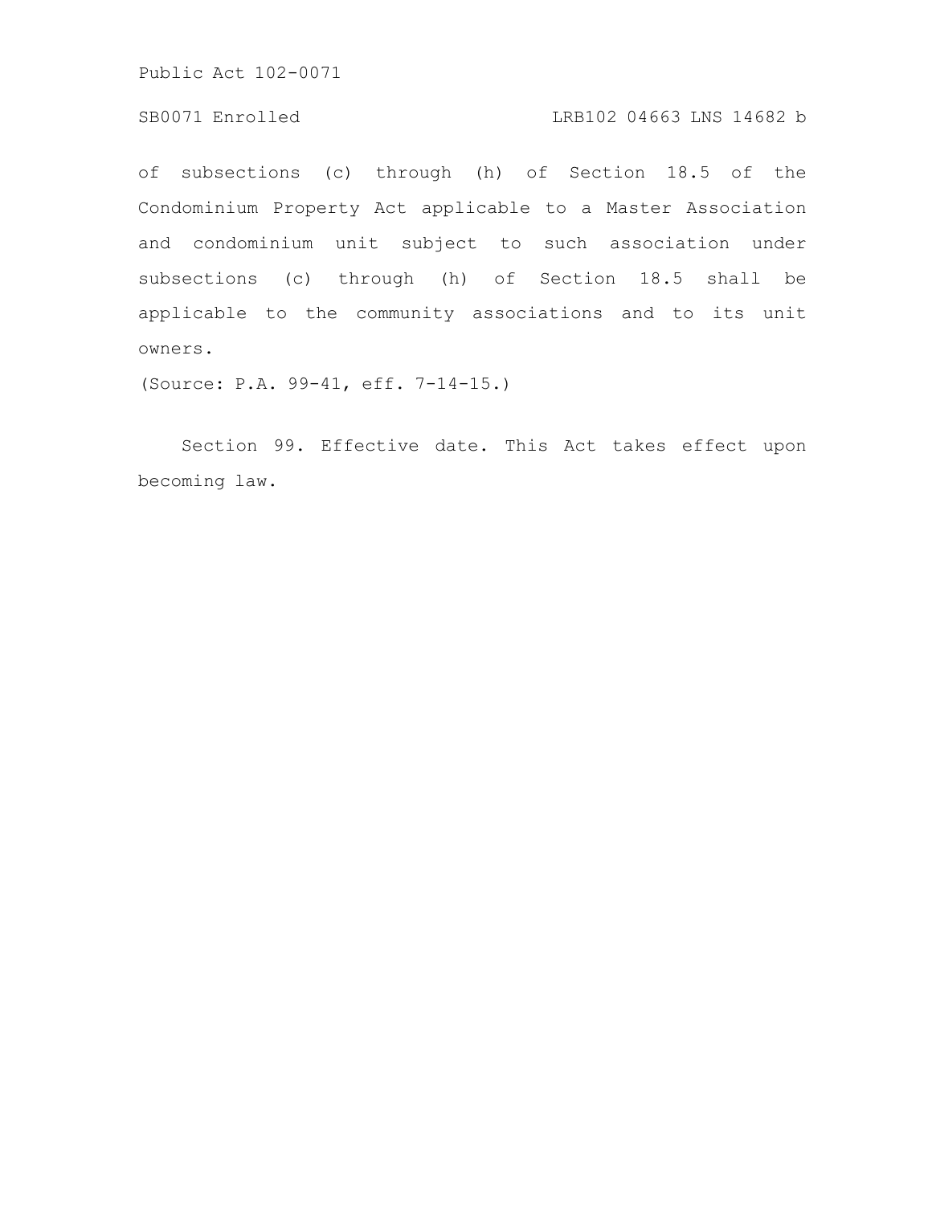of subsections (c) through (h) of Section 18.5 of the Condominium Property Act applicable to a Master Association and condominium unit subject to such association under subsections (c) through (h) of Section 18.5 shall be applicable to the community associations and to its unit owners.

(Source: P.A. 99-41, eff. 7-14-15.)

Section 99. Effective date. This Act takes effect upon becoming law.